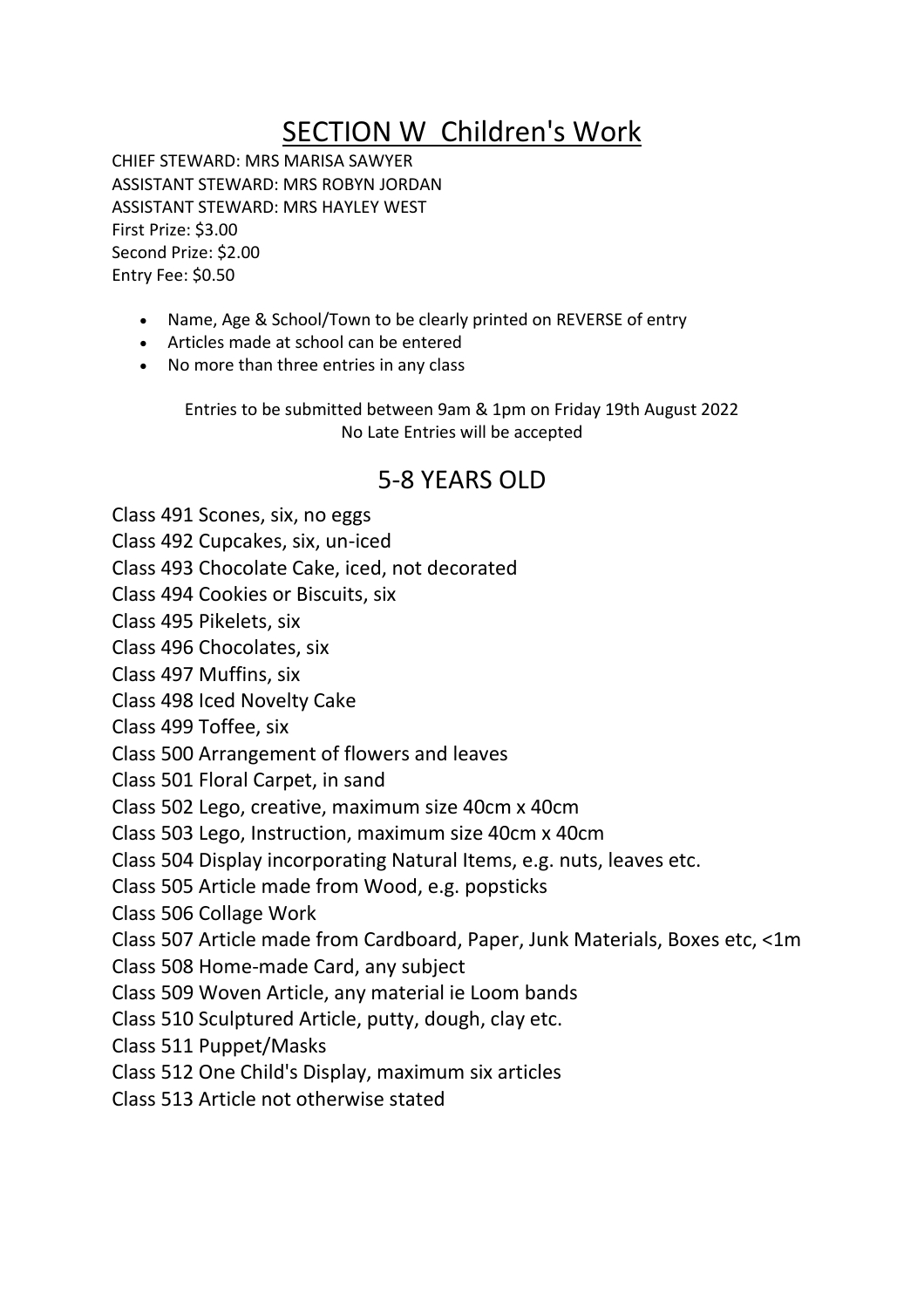# SECTION W Children's Work

CHIEF STEWARD: MRS MARISA SAWYER
ASSISTANT STEWARD: MRS ROBYN JORDAN
ASSISTANT STEWARD: MRS HAYLEY WEST
First Prize: $3.00
Second Prize: $2.00
Entry Fee: $0.50

- Name, Age & School/Town to be clearly printed on REVERSE of entry
- Articles made at school can be entered
- No more than three entries in any class

Entries to be submitted between 9am & 1pm on Friday 19th August 2022
No Late Entries will be accepted

## 5-8 YEARS OLD

Class 491 Scones, six, no eggs
Class 492 Cupcakes, six, un-iced
Class 493 Chocolate Cake, iced, not decorated
Class 494 Cookies or Biscuits, six
Class 495 Pikelets, six
Class 496 Chocolates, six
Class 497 Muffins, six
Class 498 Iced Novelty Cake
Class 499 Toffee, six
Class 500 Arrangement of flowers and leaves
Class 501 Floral Carpet, in sand
Class 502 Lego, creative, maximum size 40cm x 40cm
Class 503 Lego, Instruction, maximum size 40cm x 40cm
Class 504 Display incorporating Natural Items, e.g. nuts, leaves etc.
Class 505 Article made from Wood, e.g. popsticks
Class 506 Collage Work
Class 507 Article made from Cardboard, Paper, Junk Materials, Boxes etc, <1m
Class 508 Home-made Card, any subject
Class 509 Woven Article, any material ie Loom bands
Class 510 Sculptured Article, putty, dough, clay etc.
Class 511 Puppet/Masks
Class 512 One Child's Display, maximum six articles
Class 513 Article not otherwise stated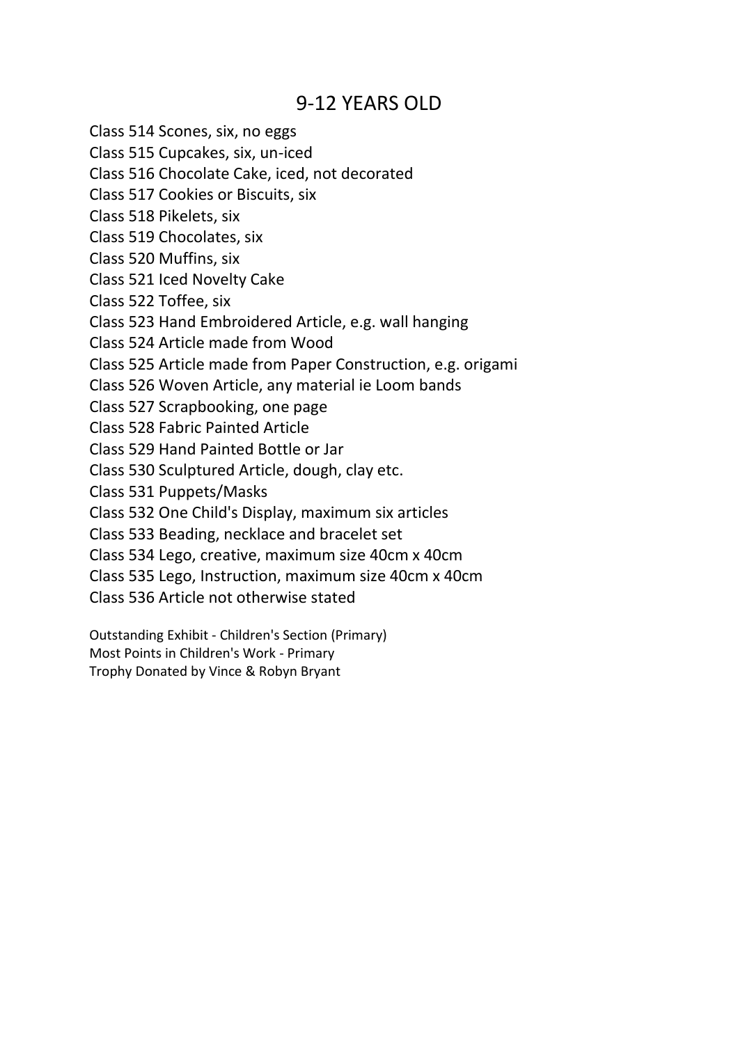## 9-12 YEARS OLD

Class 514 Scones, six, no eggs
Class 515 Cupcakes, six, un-iced
Class 516 Chocolate Cake, iced, not decorated
Class 517 Cookies or Biscuits, six
Class 518 Pikelets, six
Class 519 Chocolates, six
Class 520 Muffins, six
Class 521 Iced Novelty Cake
Class 522 Toffee, six
Class 523 Hand Embroidered Article, e.g. wall hanging
Class 524 Article made from Wood
Class 525 Article made from Paper Construction, e.g. origami
Class 526 Woven Article, any material ie Loom bands
Class 527 Scrapbooking, one page
Class 528 Fabric Painted Article
Class 529 Hand Painted Bottle or Jar
Class 530 Sculptured Article, dough, clay etc.
Class 531 Puppets/Masks
Class 532 One Child's Display, maximum six articles
Class 533 Beading, necklace and bracelet set
Class 534 Lego, creative, maximum size 40cm x 40cm
Class 535 Lego, Instruction, maximum size 40cm x 40cm
Class 536 Article not otherwise stated

Outstanding Exhibit - Children's Section (Primary)
Most Points in Children's Work - Primary
Trophy Donated by Vince & Robyn Bryant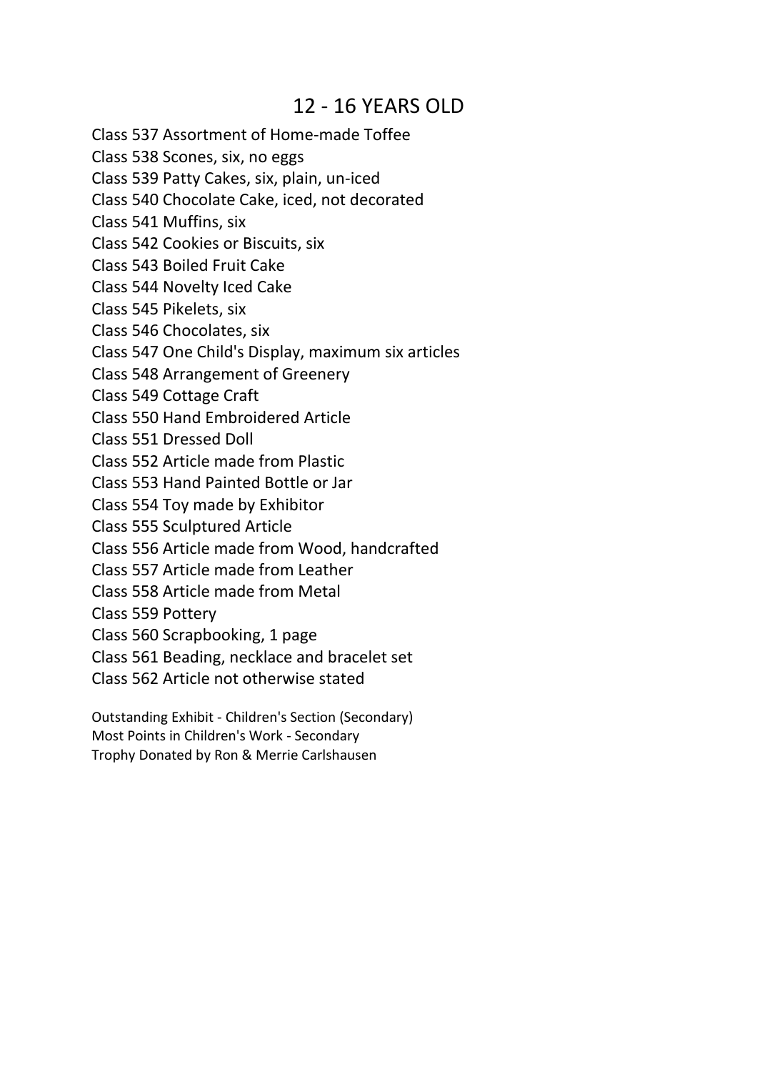## 12 - 16 YEARS OLD

Class 537 Assortment of Home-made Toffee
Class 538 Scones, six, no eggs
Class 539 Patty Cakes, six, plain, un-iced
Class 540 Chocolate Cake, iced, not decorated
Class 541 Muffins, six
Class 542 Cookies or Biscuits, six
Class 543 Boiled Fruit Cake
Class 544 Novelty Iced Cake
Class 545 Pikelets, six
Class 546 Chocolates, six
Class 547 One Child's Display, maximum six articles
Class 548 Arrangement of Greenery
Class 549 Cottage Craft
Class 550 Hand Embroidered Article
Class 551 Dressed Doll
Class 552 Article made from Plastic
Class 553 Hand Painted Bottle or Jar
Class 554 Toy made by Exhibitor
Class 555 Sculptured Article
Class 556 Article made from Wood, handcrafted
Class 557 Article made from Leather
Class 558 Article made from Metal
Class 559 Pottery
Class 560 Scrapbooking, 1 page
Class 561 Beading, necklace and bracelet set
Class 562 Article not otherwise stated

Outstanding Exhibit - Children's Section (Secondary)
Most Points in Children's Work - Secondary
Trophy Donated by Ron & Merrie Carlshausen